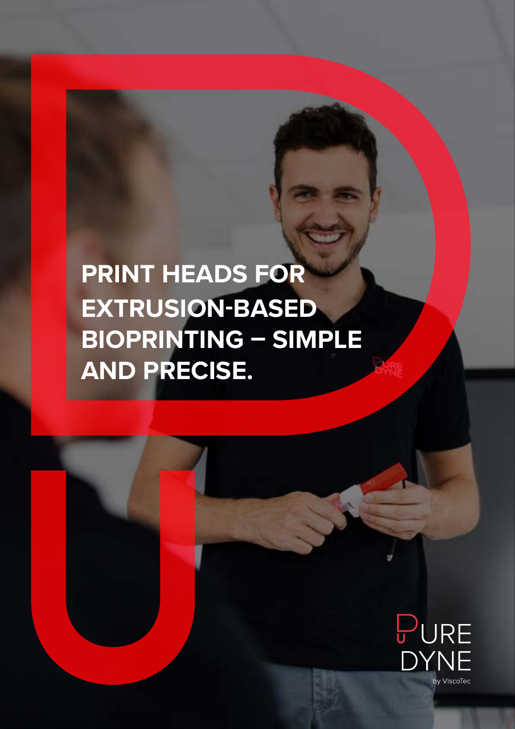# PRINT HEADS FOR EXTRUSION-BASED BIOPRINTING – SIMPLE AND PRECISE.

PURE DYNE

by ViscoTec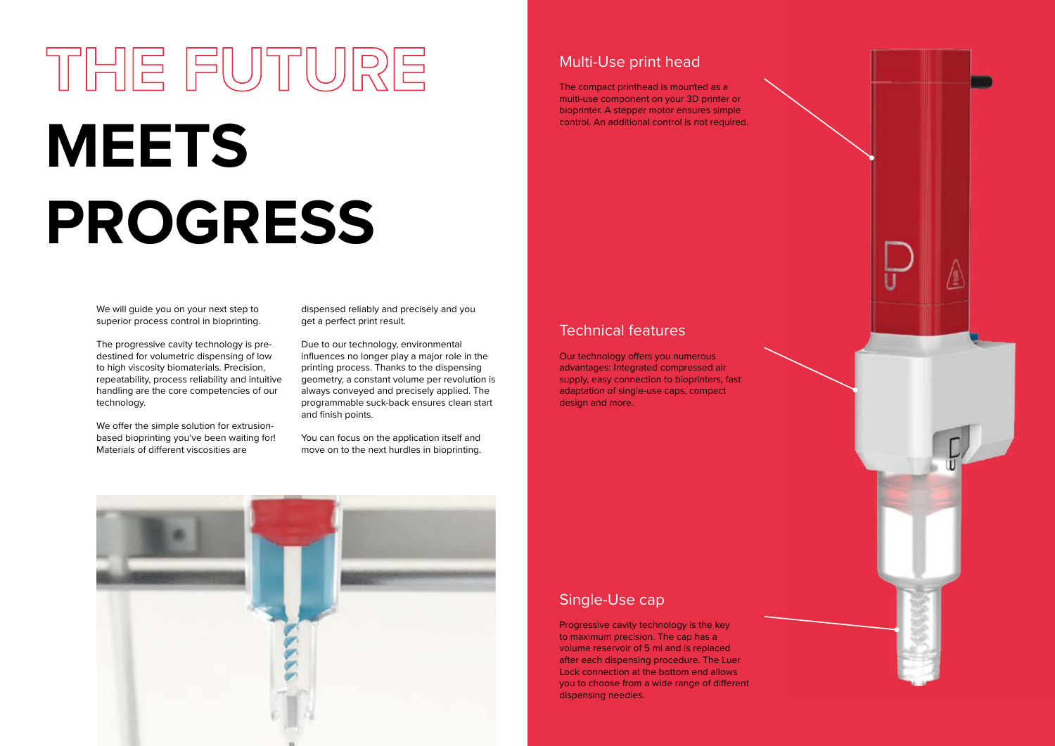# THE FUTURE MEETS PROGRESS

We will guide you on your next step to superior process control in bioprinting.

The progressive cavity technology is predestined for volumetric dispensing of low to high viscosity biomaterials. Precision, repeatability, process reliability and intuitive handling are the core competencies of our technology.

We offer the simple solution for extrusion-based bioprinting you've been waiting for! Materials of different viscosities are dispensed reliably and precisely and you get a perfect print result.

Due to our technology, environmental influences no longer play a major role in the printing process. Thanks to the dispensing geometry, a constant volume per revolution is always conveyed and precisely applied. The programmable suck-back ensures clean start and finish points.

You can focus on the application itself and move on to the next hurdles in bioprinting.

## Multi-Use print head

The compact printhead is mounted as a multi-use component on your 3D printer or bioprinter. A stepper motor ensures simple control. An additional control is not required.

## Technical features

Our technology offers you numerous advantages: Integrated compressed air supply, easy connection to bioprinters, fast adaptation of single-use caps, compact design and more.

## Single-Use cap

Progressive cavity technology is the key to maximum precision. The cap has a volume reservoir of 5 ml and is replaced after each dispensing procedure. The Luer Lock connection at the bottom end allows you to choose from a wide range of different dispensing needles.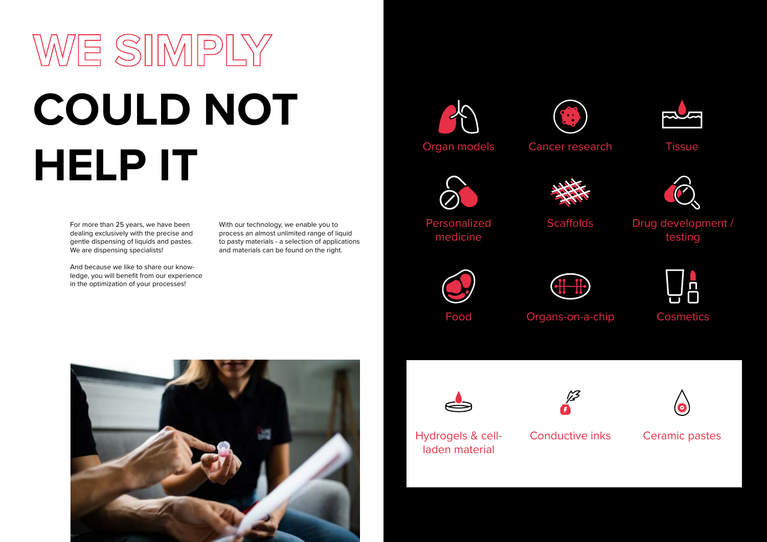# WE SIMPLY COULD NOT HELP IT

For more than 25 years, we have been dealing exclusively with the precise and gentle dispensing of liquids and pastes. We are dispensing specialists!

And because we like to share our know-ledge, you will benefit from our experience in the optimization of your processes!

With our technology, we enable you to process an almost unlimited range of liquid to pasty materials - a selection of applications and materials can be found on the right.

- Organ models
- Cancer research
- Tissue
- Personalized medicine
- Scaffolds
- Drug development / testing
- Food
- Organs-on-a-chip
- Cosmetics

- Hydrogels & cell-laden material
- Conductive inks
- Ceramic pastes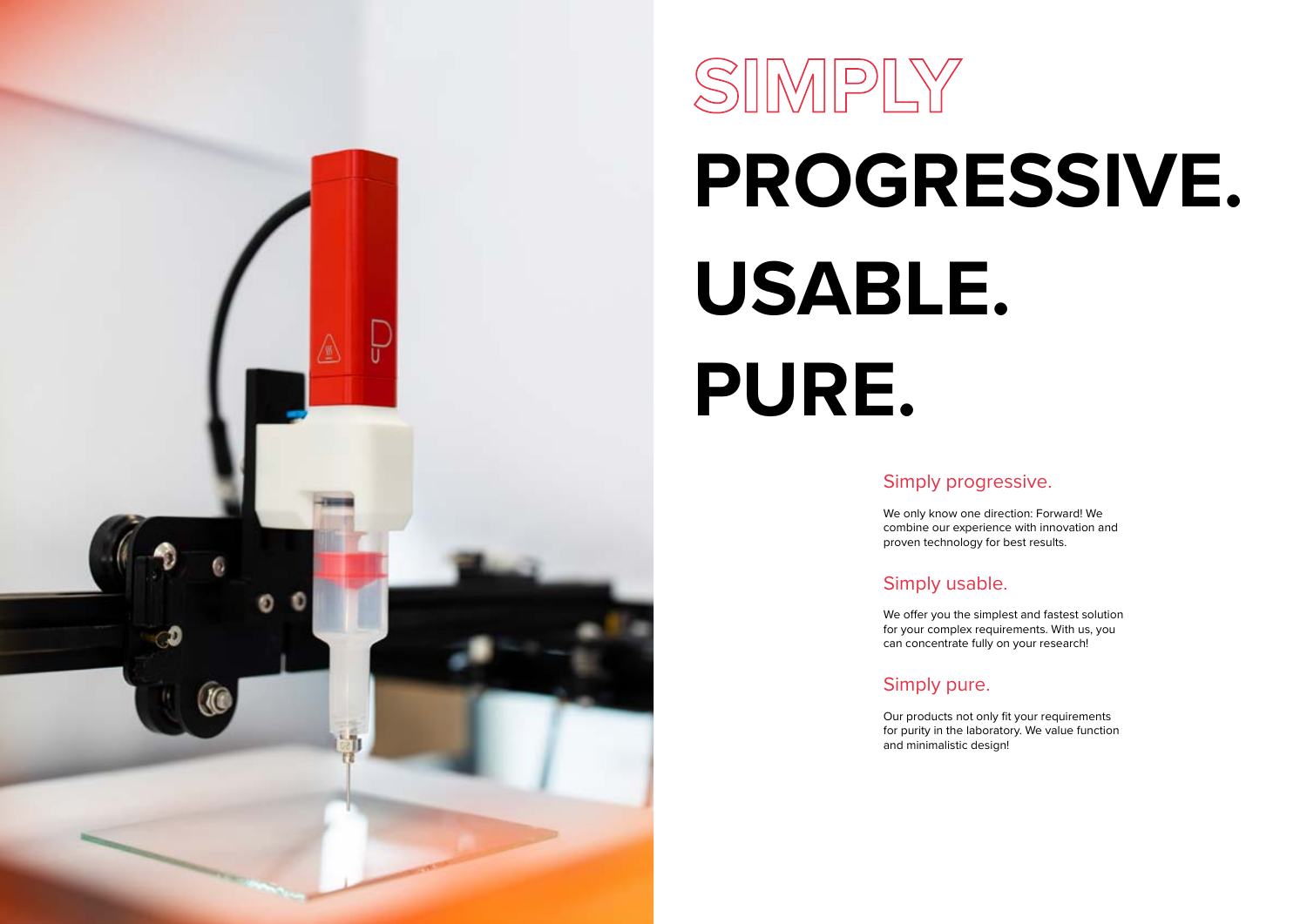# SIMPLY

# PROGRESSIVE.

# USABLE.

# PURE.

## Simply progressive.

We only know one direction: Forward! We combine our experience with innovation and proven technology for best results.

## Simply usable.

We offer you the simplest and fastest solution for your complex requirements. With us, you can concentrate fully on your research!

## Simply pure.

Our products not only fit your requirements for purity in the laboratory. We value function and minimalistic design!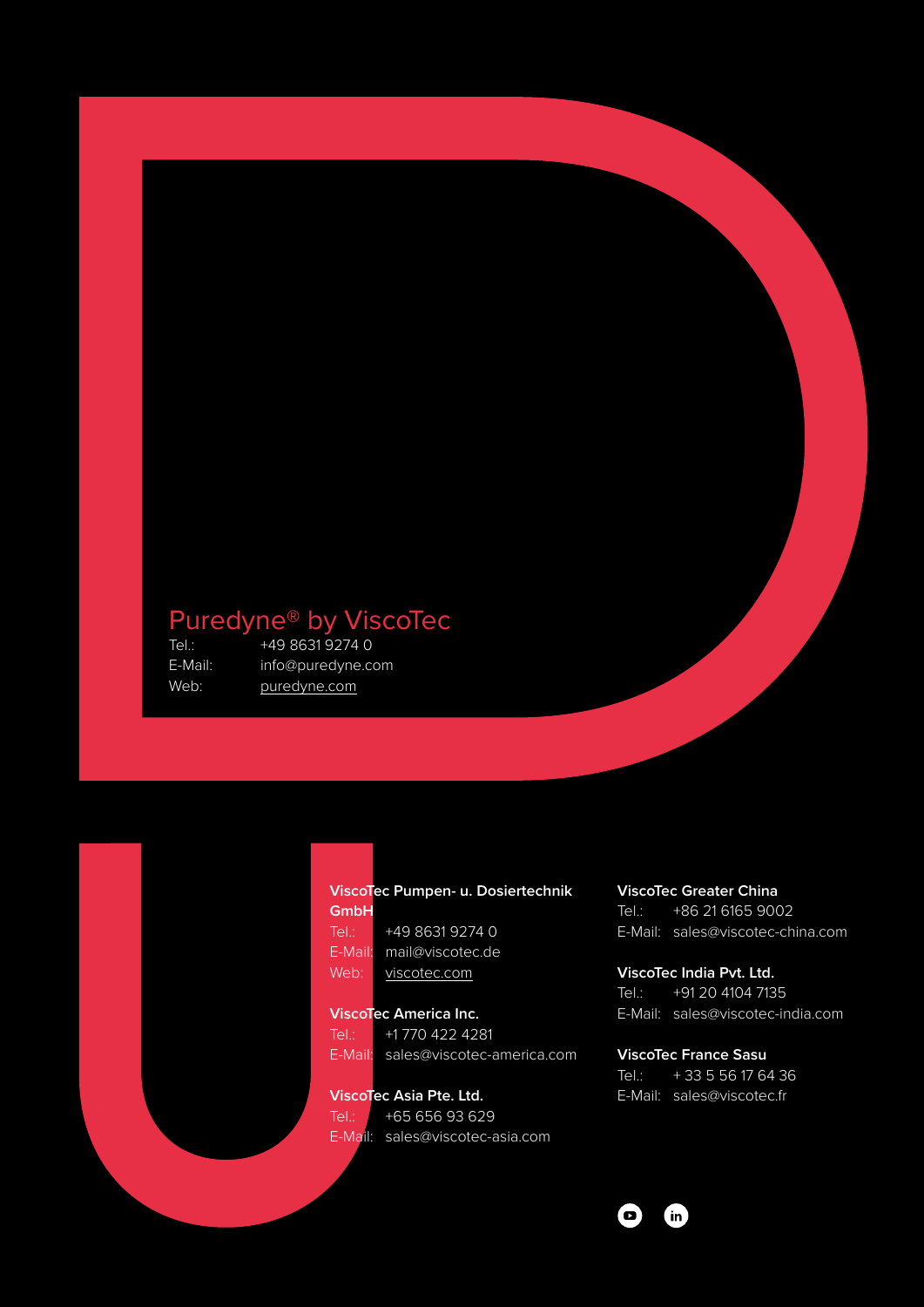## Puredyne® by ViscoTec

Tel.: +49 8631 9274 0
E-Mail: info@puredyne.com
Web: puredyne.com

**ViscoTec Pumpen- u. Dosiertechnik GmbH**
Tel.: +49 8631 9274 0
E-Mail: mail@viscotec.de
Web: viscotec.com

**ViscoTec America Inc.**
Tel.: +1 770 422 4281
E-Mail: sales@viscotec-america.com

**ViscoTec Asia Pte. Ltd.**
Tel.: +65 656 93 629
E-Mail: sales@viscotec-asia.com

**ViscoTec Greater China**
Tel.: +86 21 6165 9002
E-Mail: sales@viscotec-china.com

**ViscoTec India Pvt. Ltd.**
Tel.: +91 20 4104 7135
E-Mail: sales@viscotec-india.com

**ViscoTec France Sasu**
Tel.: + 33 5 56 17 64 36
E-Mail: sales@viscotec.fr